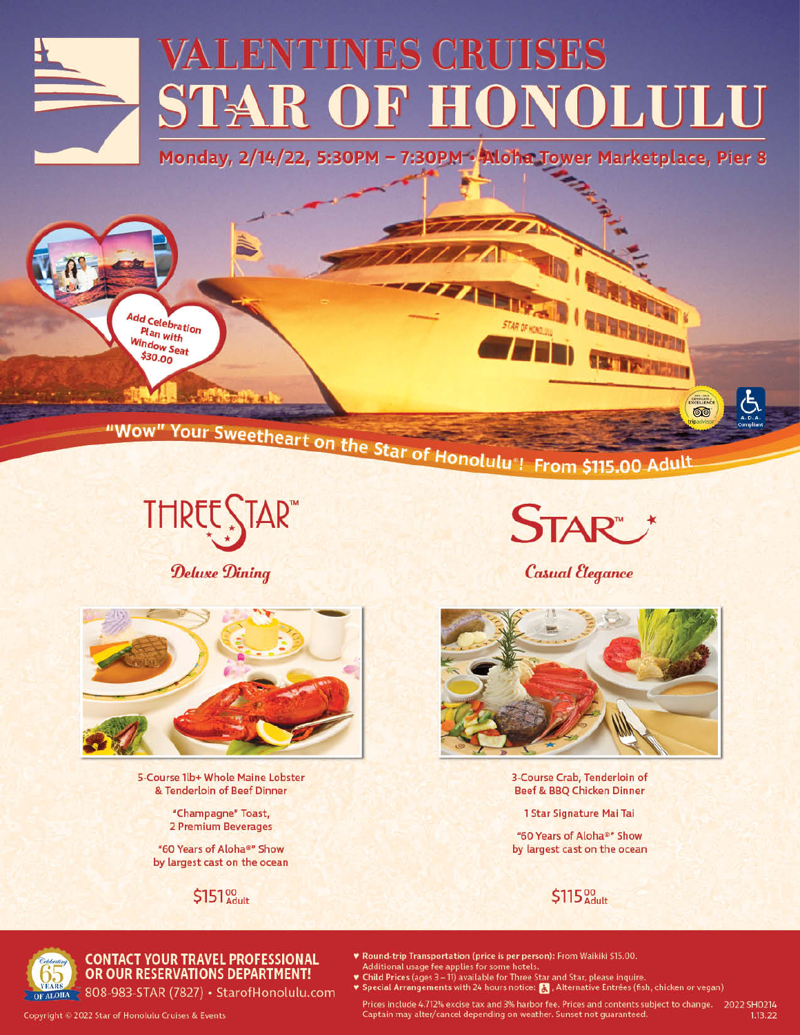# VALENTINES CRUISES

# STAR OF HONOLULU

**Monday, 2/14/22, 5:30PM – 7:30PM • Aloha Tower Marketplace, Pier 8**

Add Celebration Plan with Window Seat $30.00

"Wow" Your Sweetheart on the Star of Honolulu®! From $115.00 Adult

## THREE STAR™

*Deluxe Dining*

5-Course 1lb+ Whole Maine Lobster & Tenderloin of Beef Dinner

"Champagne" Toast, 2 Premium Beverages

"60 Years of Aloha®" Show by largest cast on the ocean

$151.00 Adult

## STAR™

*Casual Elegance*

3-Course Crab, Tenderloin of Beef & BBQ Chicken Dinner

1 Star Signature Mai Tai

"60 Years of Aloha®" Show by largest cast on the ocean

$115.00 Adult

**CONTACT YOUR TRAVEL PROFESSIONAL OR OUR RESERVATIONS DEPARTMENT!**

808-983-STAR (7827) • StarofHonolulu.com

- **Round-trip Transportation (price is per person):** From Waikiki $15.00. Additional usage fee applies for some hotels.
- **Child Prices** (ages 3 – 11) available for Three Star and Star, please inquire.
- **Special Arrangements** with 24 hours notice: ♿, Alternative Entrées (fish, chicken or vegan)

Prices include 4.712% excise tax and 3% harbor fee. Prices and contents subject to change. Captain may alter/cancel depending on weather. Sunset not guaranteed.

2022 SH0214 1.13.22

Copyright © 2022 Star of Honolulu Cruises & Events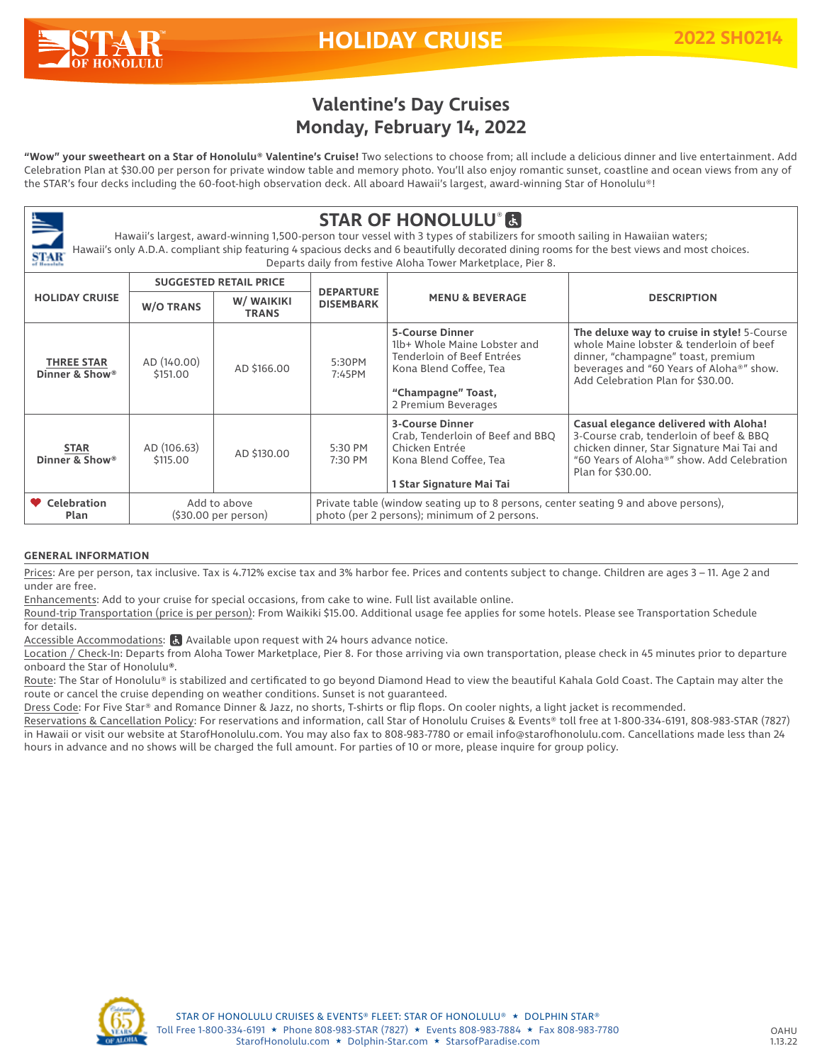# HOLIDAY CRUISE

2022 SH0214

## Valentine's Day Cruises
## Monday, February 14, 2022

**"Wow" your sweetheart on a Star of Honolulu® Valentine's Cruise!** Two selections to choose from; all include a delicious dinner and live entertainment. Add Celebration Plan at $30.00 per person for private window table and memory photo. You'll also enjoy romantic sunset, coastline and ocean views from any of the STAR's four decks including the 60-foot-high observation deck. All aboard Hawaii's largest, award-winning Star of Honolulu®!

### STAR OF HONOLULU®

Hawaii's largest, award-winning 1,500-person tour vessel with 3 types of stabilizers for smooth sailing in Hawaiian waters; Hawaii's only A.D.A. compliant ship featuring 4 spacious decks and 6 beautifully decorated dining rooms for the best views and most choices. Departs daily from festive Aloha Tower Marketplace, Pier 8.

| HOLIDAY CRUISE | SUGGESTED RETAIL PRICE | | DEPARTURE DISEMBARK | MENU & BEVERAGE | DESCRIPTION |
|---|---|---|---|---|---|
| | W/O TRANS | W/ WAIKIKI TRANS | | | |
| **THREE STAR Dinner & Show®** | AD (140.00) $151.00 | AD $166.00 | 5:30PM 7:45PM | **5-Course Dinner** 1lb+ Whole Maine Lobster and Tenderloin of Beef Entrées Kona Blend Coffee, Tea **"Champagne" Toast,** 2 Premium Beverages | **The deluxe way to cruise in style!** 5-Course whole Maine lobster & tenderloin of beef dinner, "champagne" toast, premium beverages and "60 Years of Aloha®" show. Add Celebration Plan for $30.00. |
| **STAR Dinner & Show®** | AD (106.63) $115.00 | AD $130.00 | 5:30 PM 7:30 PM | **3-Course Dinner** Crab, Tenderloin of Beef and BBQ Chicken Entrée Kona Blend Coffee, Tea **1 Star Signature Mai Tai** | **Casual elegance delivered with Aloha!** 3-Course crab, tenderloin of beef & BBQ chicken dinner, Star Signature Mai Tai and "60 Years of Aloha®" show. Add Celebration Plan for $30.00. |
| ❤ **Celebration Plan** | Add to above ($30.00 per person) | | Private table (window seating up to 8 persons, center seating 9 and above persons), photo (per 2 persons); minimum of 2 persons. | | |

### GENERAL INFORMATION

Prices: Are per person, tax inclusive. Tax is 4.712% excise tax and 3% harbor fee. Prices and contents subject to change. Children are ages 3 – 11. Age 2 and under are free.

Enhancements: Add to your cruise for special occasions, from cake to wine. Full list available online.

Round-trip Transportation (price is per person): From Waikiki $15.00. Additional usage fee applies for some hotels. Please see Transportation Schedule for details.

Accessible Accommodations: Available upon request with 24 hours advance notice.

Location / Check-In: Departs from Aloha Tower Marketplace, Pier 8. For those arriving via own transportation, please check in 45 minutes prior to departure onboard the Star of Honolulu®.

Route: The Star of Honolulu® is stabilized and certificated to go beyond Diamond Head to view the beautiful Kahala Gold Coast. The Captain may alter the route or cancel the cruise depending on weather conditions. Sunset is not guaranteed.

Dress Code: For Five Star® and Romance Dinner & Jazz, no shorts, T-shirts or flip flops. On cooler nights, a light jacket is recommended.

Reservations & Cancellation Policy: For reservations and information, call Star of Honolulu Cruises & Events® toll free at 1-800-334-6191, 808-983-STAR (7827) in Hawaii or visit our website at StarofHonolulu.com. You may also fax to 808-983-7780 or email info@starofhonolulu.com. Cancellations made less than 24 hours in advance and no shows will be charged the full amount. For parties of 10 or more, please inquire for group policy.

STAR OF HONOLULU CRUISES & EVENTS® FLEET: STAR OF HONOLULU® ★ DOLPHIN STAR®
Toll Free 1-800-334-6191 ★ Phone 808-983-STAR (7827) ★ Events 808-983-7884 ★ Fax 808-983-7780
StarofHonolulu.com ★ Dolphin-Star.com ★ StarsofParadise.com

OAHU 1.13.22